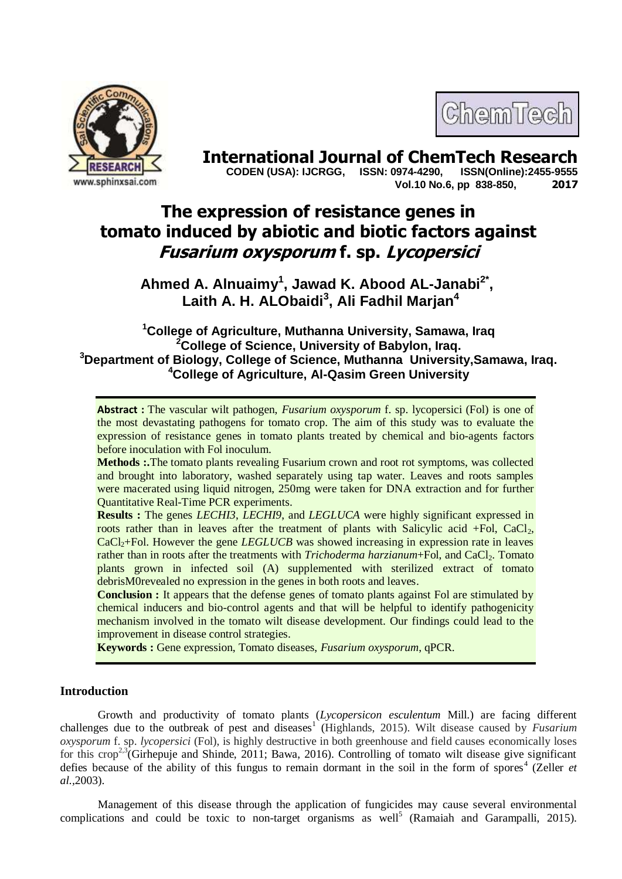# International Journal of ChemTech Research

**CODEN (USA): IJCRGG, ISSN: 0974-4290, ISSN(Online):2455-9555**
**Vol.10 No.6, pp 838-850, 2017**

# The expression of resistance genes in tomato induced by abiotic and biotic factors against *Fusarium oxysporum* f. sp. *Lycopersici*

**Ahmed A. Alnuaimy[1], Jawad K. Abood AL-Janabi[2*], Laith A. H. ALObaidi[3], Ali Fadhil Marjan[4]**

[1]College of Agriculture, Muthanna University, Samawa, Iraq
[2]College of Science, University of Babylon, Iraq.
[3]Department of Biology, College of Science, Muthanna University,Samawa, Iraq.
[4]College of Agriculture, Al-Qasim Green University

**Abstract :** The vascular wilt pathogen, *Fusarium oxysporum* f. sp. lycopersici (Fol) is one of the most devastating pathogens for tomato crop. The aim of this study was to evaluate the expression of resistance genes in tomato plants treated by chemical and bio-agents factors before inoculation with Fol inoculum.

**Methods :.**The tomato plants revealing Fusarium crown and root rot symptoms, was collected and brought into laboratory, washed separately using tap water. Leaves and roots samples were macerated using liquid nitrogen, 250mg were taken for DNA extraction and for further Quantitative Real-Time PCR experiments.

**Results :** The genes *LECHI3*, *LECHI9*, and *LEGLUCA* were highly significant expressed in roots rather than in leaves after the treatment of plants with Salicylic acid +Fol, $CaCl_2$, $CaCl_2$+Fol. However the gene *LEGLUCB* was showed increasing in expression rate in leaves rather than in roots after the treatments with *Trichoderma harzianum*+Fol, and $CaCl_2$. Tomato plants grown in infected soil (A) supplemented with sterilized extract of tomato debrisM0revealed no expression in the genes in both roots and leaves.

**Conclusion :** It appears that the defense genes of tomato plants against Fol are stimulated by chemical inducers and bio-control agents and that will be helpful to identify pathogenicity mechanism involved in the tomato wilt disease development. Our findings could lead to the improvement in disease control strategies.

**Keywords :** Gene expression, Tomato diseases, *Fusarium oxysporum*, qPCR.

## Introduction

Growth and productivity of tomato plants (*Lycopersicon esculentum* Mill.) are facing different challenges due to the outbreak of pest and diseases[1] (Highlands, 2015). Wilt disease caused by *Fusarium oxysporum* f. sp. *lycopersici* (Fol), is highly destructive in both greenhouse and field causes economically loses for this crop[2,3](Girhepuje and Shinde, 2011; Bawa, 2016). Controlling of tomato wilt disease give significant defies because of the ability of this fungus to remain dormant in the soil in the form of spores[4] (Zeller *et al.*,2003).

Management of this disease through the application of fungicides may cause several environmental complications and could be toxic to non-target organisms as well[5] (Ramaiah and Garampalli, 2015).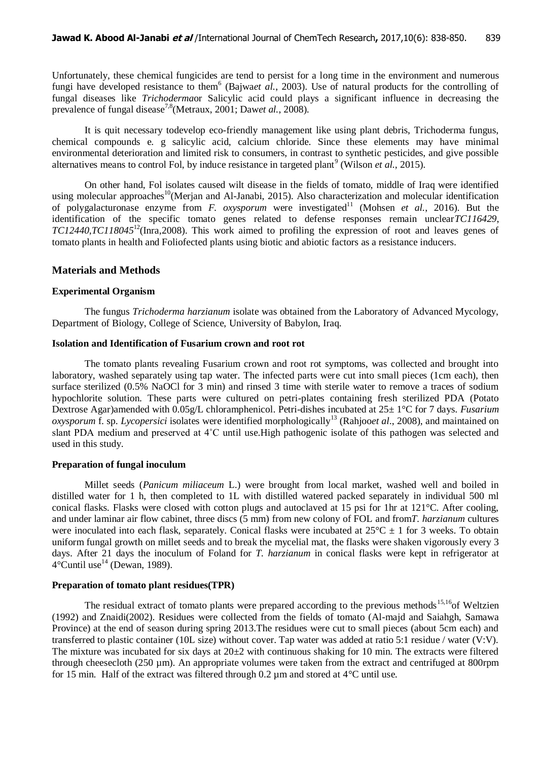Unfortunately, these chemical fungicides are tend to persist for a long time in the environment and numerous fungi have developed resistance to them[6] (Bajwa*et al.*, 2003). Use of natural products for the controlling of fungal diseases like *Trichoderma*or Salicylic acid could plays a significant influence in decreasing the prevalence of fungal disease[7,8](Metraux, 2001; Daw*et al.*, 2008).

It is quit necessary todevelop eco-friendly management like using plant debris, Trichoderma fungus, chemical compounds e. g salicylic acid, calcium chloride. Since these elements may have minimal environmental deterioration and limited risk to consumers, in contrast to synthetic pesticides, and give possible alternatives means to control Fol, by induce resistance in targeted plant[9] (Wilson *et al.*, 2015).

On other hand, Fol isolates caused wilt disease in the fields of tomato, middle of Iraq were identified using molecular approaches[10](Merjan and Al-Janabi, 2015). Also characterization and molecular identification of polygalacturonase enzyme from *F. oxysporum* were investigated[11] (Mohsen *et al.*, 2016). But the identification of the specific tomato genes related to defense responses remain unclear*TC116429*, *TC12440*,*TC118045*[12](Inra,2008). This work aimed to profiling the expression of root and leaves genes of tomato plants in health and Foliofected plants using biotic and abiotic factors as a resistance inducers.

## Materials and Methods

### Experimental Organism

The fungus *Trichoderma harzianum* isolate was obtained from the Laboratory of Advanced Mycology, Department of Biology, College of Science, University of Babylon, Iraq.

### Isolation and Identification of Fusarium crown and root rot

The tomato plants revealing Fusarium crown and root rot symptoms, was collected and brought into laboratory, washed separately using tap water. The infected parts were cut into small pieces (1cm each), then surface sterilized (0.5% NaOCl for 3 min) and rinsed 3 time with sterile water to remove a traces of sodium hypochlorite solution. These parts were cultured on petri-plates containing fresh sterilized PDA (Potato Dextrose Agar)amended with 0.05g/L chloramphenicol. Petri-dishes incubated at 25± 1°C for 7 days. *Fusarium oxysporum* f. sp. *Lycopersici* isolates were identified morphologically[13] (Rahjoo*et al*., 2008), and maintained on slant PDA medium and preserved at 4˚C until use.High pathogenic isolate of this pathogen was selected and used in this study.

### Preparation of fungal inoculum

Millet seeds (*Panicum miliaceum* L.) were brought from local market, washed well and boiled in distilled water for 1 h, then completed to 1L with distilled watered packed separately in individual 500 ml conical flasks. Flasks were closed with cotton plugs and autoclaved at 15 psi for 1hr at 121°C. After cooling, and under laminar air flow cabinet, three discs (5 mm) from new colony of FOL and from*T. harzianum* cultures were inoculated into each flask, separately. Conical flasks were incubated at 25°C ± 1 for 3 weeks. To obtain uniform fungal growth on millet seeds and to break the mycelial mat, the flasks were shaken vigorously every 3 days. After 21 days the inoculum of Foland for *T. harzianum* in conical flasks were kept in refrigerator at 4°Cuntil use[14] (Dewan, 1989).

### Preparation of tomato plant residues(TPR)

The residual extract of tomato plants were prepared according to the previous methods[15,16]of Weltzien (1992) and Znaidi(2002). Residues were collected from the fields of tomato (Al-majd and Saiahgh, Samawa Province) at the end of season during spring 2013.The residues were cut to small pieces (about 5cm each) and transferred to plastic container (10L size) without cover. Tap water was added at ratio 5:1 residue / water (V:V). The mixture was incubated for six days at 20±2 with continuous shaking for 10 min. The extracts were filtered through cheesecloth (250 µm). An appropriate volumes were taken from the extract and centrifuged at 800rpm for 15 min. Half of the extract was filtered through 0.2 µm and stored at 4°C until use.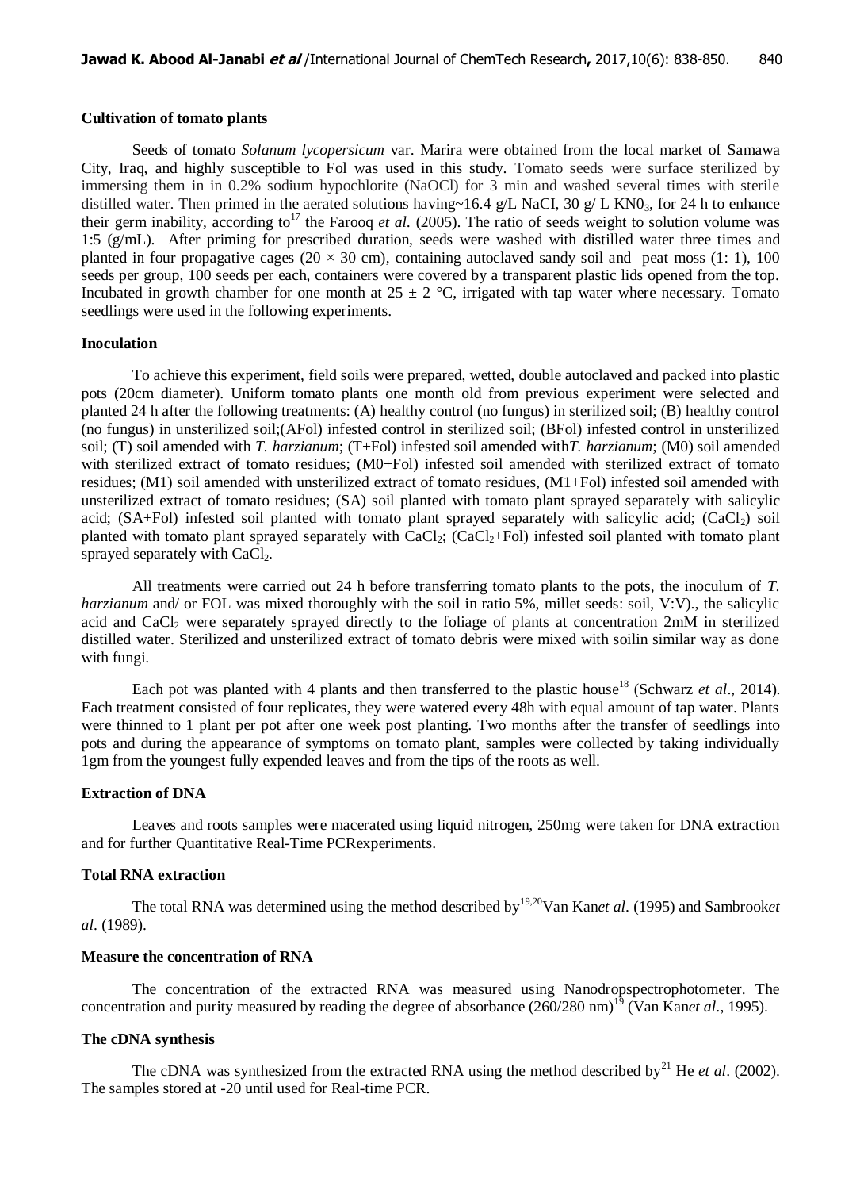### Cultivation of tomato plants

Seeds of tomato *Solanum lycopersicum* var. Marira were obtained from the local market of Samawa City, Iraq, and highly susceptible to Fol was used in this study. Tomato seeds were surface sterilized by immersing them in in 0.2% sodium hypochlorite (NaOCl) for 3 min and washed several times with sterile distilled water. Then primed in the aerated solutions having~16.4 g/L NaCI, 30 g/ L $KN0_3$, for 24 h to enhance their germ inability, according to[17] the Farooq *et al.* (2005). The ratio of seeds weight to solution volume was 1:5 (g/mL). After priming for prescribed duration, seeds were washed with distilled water three times and planted in four propagative cages (20 × 30 cm), containing autoclaved sandy soil and peat moss (1: 1), 100 seeds per group, 100 seeds per each, containers were covered by a transparent plastic lids opened from the top. Incubated in growth chamber for one month at 25 ± 2 °C, irrigated with tap water where necessary. Tomato seedlings were used in the following experiments.

### Inoculation

To achieve this experiment, field soils were prepared, wetted, double autoclaved and packed into plastic pots (20cm diameter). Uniform tomato plants one month old from previous experiment were selected and planted 24 h after the following treatments: (A) healthy control (no fungus) in sterilized soil; (B) healthy control (no fungus) in unsterilized soil;(AFol) infested control in sterilized soil; (BFol) infested control in unsterilized soil; (T) soil amended with *T. harzianum*; (T+Fol) infested soil amended with*T. harzianum*; (M0) soil amended with sterilized extract of tomato residues; (M0+Fol) infested soil amended with sterilized extract of tomato residues; (M1) soil amended with unsterilized extract of tomato residues, (M1+Fol) infested soil amended with unsterilized extract of tomato residues; (SA) soil planted with tomato plant sprayed separately with salicylic acid; (SA+Fol) infested soil planted with tomato plant sprayed separately with salicylic acid; ($CaCl_2$) soil planted with tomato plant sprayed separately with $CaCl_2$; ($CaCl_2$+Fol) infested soil planted with tomato plant sprayed separately with $CaCl_2$.

All treatments were carried out 24 h before transferring tomato plants to the pots, the inoculum of *T. harzianum* and/ or FOL was mixed thoroughly with the soil in ratio 5%, millet seeds: soil, V:V)., the salicylic acid and $CaCl_2$ were separately sprayed directly to the foliage of plants at concentration 2mM in sterilized distilled water. Sterilized and unsterilized extract of tomato debris were mixed with soilin similar way as done with fungi.

Each pot was planted with 4 plants and then transferred to the plastic house[18] (Schwarz *et al*., 2014). Each treatment consisted of four replicates, they were watered every 48h with equal amount of tap water. Plants were thinned to 1 plant per pot after one week post planting. Two months after the transfer of seedlings into pots and during the appearance of symptoms on tomato plant, samples were collected by taking individually 1gm from the youngest fully expended leaves and from the tips of the roots as well.

### Extraction of DNA

Leaves and roots samples were macerated using liquid nitrogen, 250mg were taken for DNA extraction and for further Quantitative Real-Time PCRexperiments.

### Total RNA extraction

The total RNA was determined using the method described by[19,20]Van Kan*et al*. (1995) and Sambrook*et al*. (1989).

### Measure the concentration of RNA

The concentration of the extracted RNA was measured using Nanodropspectrophotometer. The concentration and purity measured by reading the degree of absorbance (260/280 nm)[19] (Van Kan*et al*., 1995).

### The cDNA synthesis

The cDNA was synthesized from the extracted RNA using the method described by[21] He *et al*. (2002). The samples stored at -20 until used for Real-time PCR.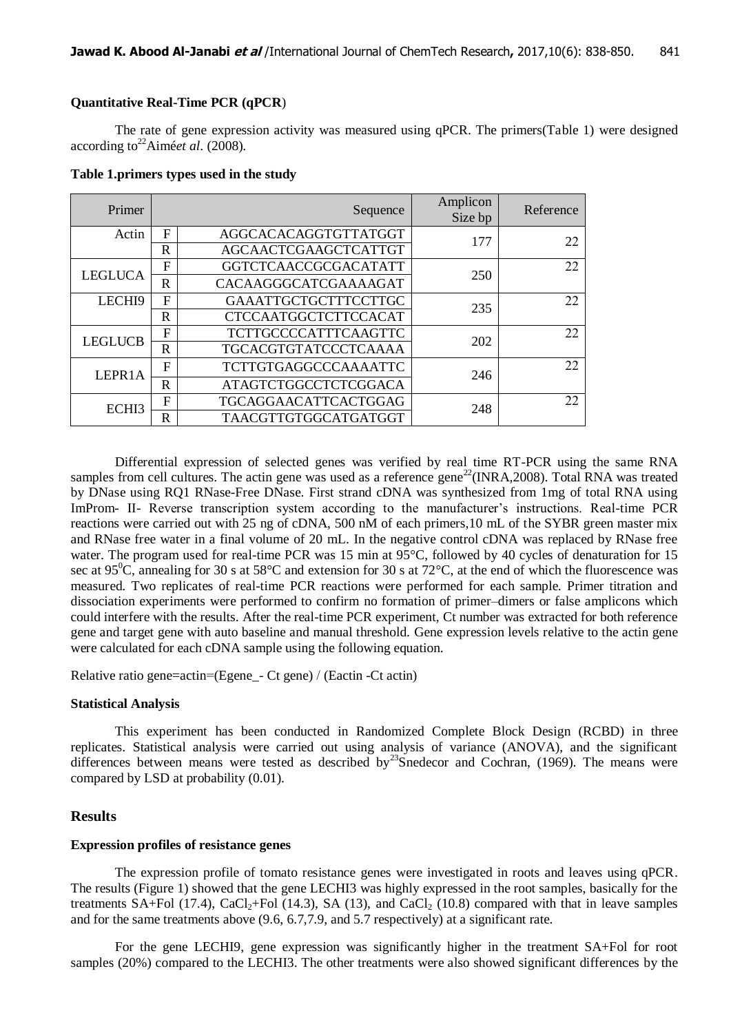### Quantitative Real-Time PCR (qPCR)

The rate of gene expression activity was measured using qPCR. The primers(Table 1) were designed according to[22]Aiméet al. (2008).

**Table 1.primers types used in the study**

| Primer | | Sequence | Amplicon Size bp | Reference |
|---|---|---|---|---|
| Actin | F | AGGCACACAGGTGTTATGGT | 177 | 22 |
| | R | AGCAACTCGAAGCTCATTGT | | |
| LEGLUCA | F | GGTCTCAACCGCGACATATT | 250 | 22 |
| | R | CACAAGGGCATCGAAAAGAT | | |
| LECHI9 | F | GAAATTGCTGCTTTCCTTGC | 235 | 22 |
| | R | CTCCAATGGCTCTTCCACAT | | |
| LEGLUCB | F | TCTTGCCCCATTTCAAGTTC | 202 | 22 |
| | R | TGCACGTGTATCCCTCAAAA | | |
| LEPR1A | F | TCTTGTGAGGCCCAAAATTC | 246 | 22 |
| | R | ATAGTCTGGCCTCTCGGACA | | |
| ECHI3 | F | TGCAGGAACATTCACTGGAG | 248 | 22 |
| | R | TAACGTTGTGGCATGATGGT | | |

Differential expression of selected genes was verified by real time RT-PCR using the same RNA samples from cell cultures. The actin gene was used as a reference gene[22](INRA,2008). Total RNA was treated by DNase using RQ1 RNase-Free DNase. First strand cDNA was synthesized from 1mg of total RNA using ImProm- II- Reverse transcription system according to the manufacturer's instructions. Real-time PCR reactions were carried out with 25 ng of cDNA, 500 nM of each primers,10 mL of the SYBR green master mix and RNase free water in a final volume of 20 mL. In the negative control cDNA was replaced by RNase free water. The program used for real-time PCR was 15 min at 95°C, followed by 40 cycles of denaturation for 15 sec at 95$^0$C, annealing for 30 s at 58°C and extension for 30 s at 72°C, at the end of which the fluorescence was measured. Two replicates of real-time PCR reactions were performed for each sample. Primer titration and dissociation experiments were performed to confirm no formation of primer–dimers or false amplicons which could interfere with the results. After the real-time PCR experiment, Ct number was extracted for both reference gene and target gene with auto baseline and manual threshold. Gene expression levels relative to the actin gene were calculated for each cDNA sample using the following equation.

Relative ratio gene=actin=(Egene_- Ct gene) / (Eactin -Ct actin)

### Statistical Analysis

This experiment has been conducted in Randomized Complete Block Design (RCBD) in three replicates. Statistical analysis were carried out using analysis of variance (ANOVA), and the significant differences between means were tested as described by[23]Snedecor and Cochran, (1969). The means were compared by LSD at probability (0.01).

## Results

### Expression profiles of resistance genes

The expression profile of tomato resistance genes were investigated in roots and leaves using qPCR. The results (Figure 1) showed that the gene LECHI3 was highly expressed in the root samples, basically for the treatments SA+Fol (17.4), $CaCl_2$+Fol (14.3), SA (13), and $CaCl_2$ (10.8) compared with that in leave samples and for the same treatments above (9.6, 6.7,7.9, and 5.7 respectively) at a significant rate.

For the gene LECHI9, gene expression was significantly higher in the treatment SA+Fol for root samples (20%) compared to the LECHI3. The other treatments were also showed significant differences by the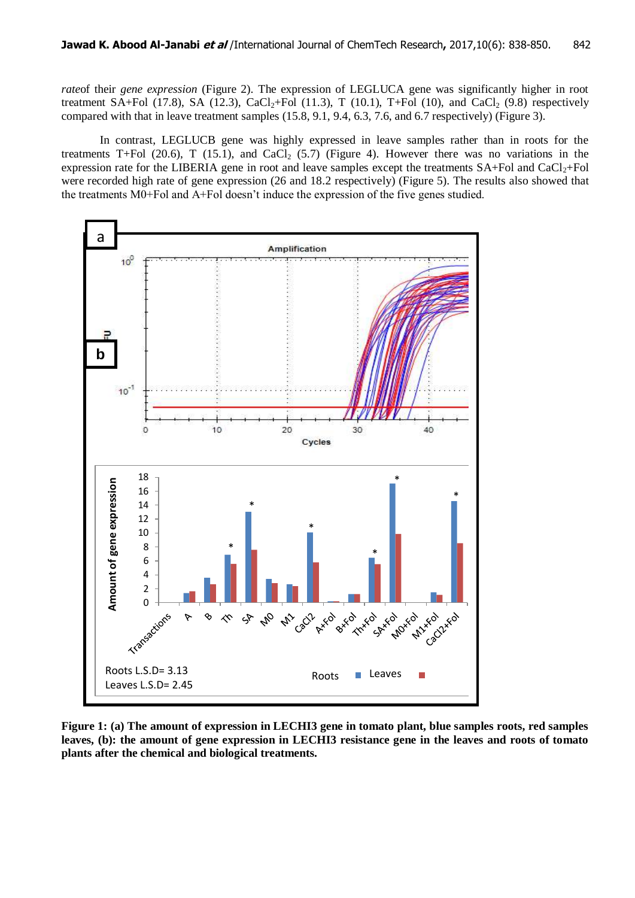*rate*of their *gene expression* (Figure 2). The expression of LEGLUCA gene was significantly higher in root treatment SA+Fol (17.8), SA (12.3), $CaCl_2$+Fol (11.3), T (10.1), T+Fol (10), and $CaCl_2$ (9.8) respectively compared with that in leave treatment samples (15.8, 9.1, 9.4, 6.3, 7.6, and 6.7 respectively) (Figure 3).

In contrast, LEGLUCB gene was highly expressed in leave samples rather than in roots for the treatments T+Fol (20.6), T (15.1), and $CaCl_2$ (5.7) (Figure 4). However there was no variations in the expression rate for the LIBERIA gene in root and leave samples except the treatments SA+Fol and $CaCl_2$+Fol were recorded high rate of gene expression (26 and 18.2 respectively) (Figure 5). The results also showed that the treatments M0+Fol and A+Fol doesn't induce the expression of the five genes studied.

**Figure 1: (a) The amount of expression in LECHI3 gene in tomato plant, blue samples roots, red samples leaves, (b): the amount of gene expression in LECHI3 resistance gene in the leaves and roots of tomato plants after the chemical and biological treatments.**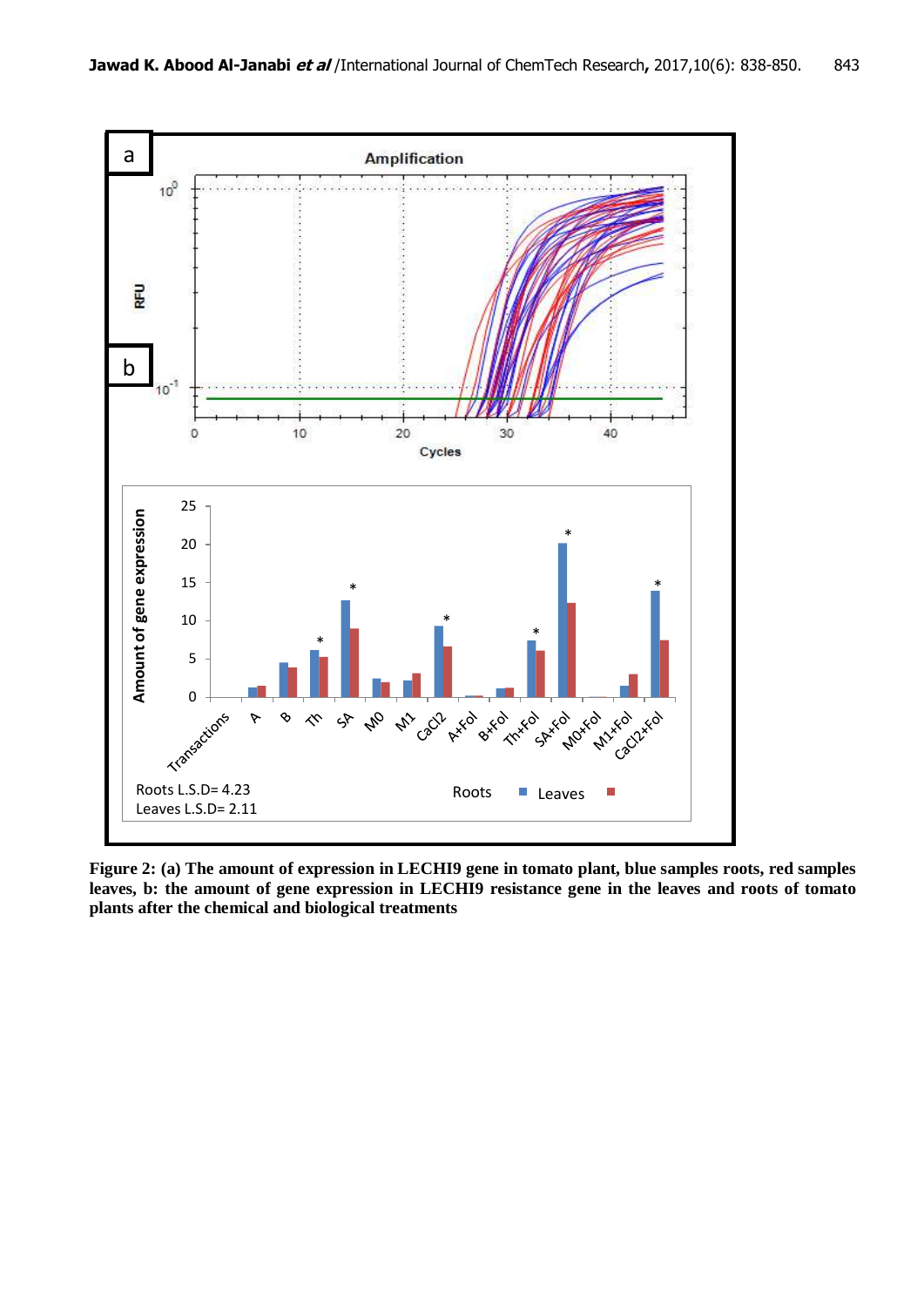**Figure 2: (a) The amount of expression in LECHI9 gene in tomato plant, blue samples roots, red samples leaves, b: the amount of gene expression in LECHI9 resistance gene in the leaves and roots of tomato plants after the chemical and biological treatments**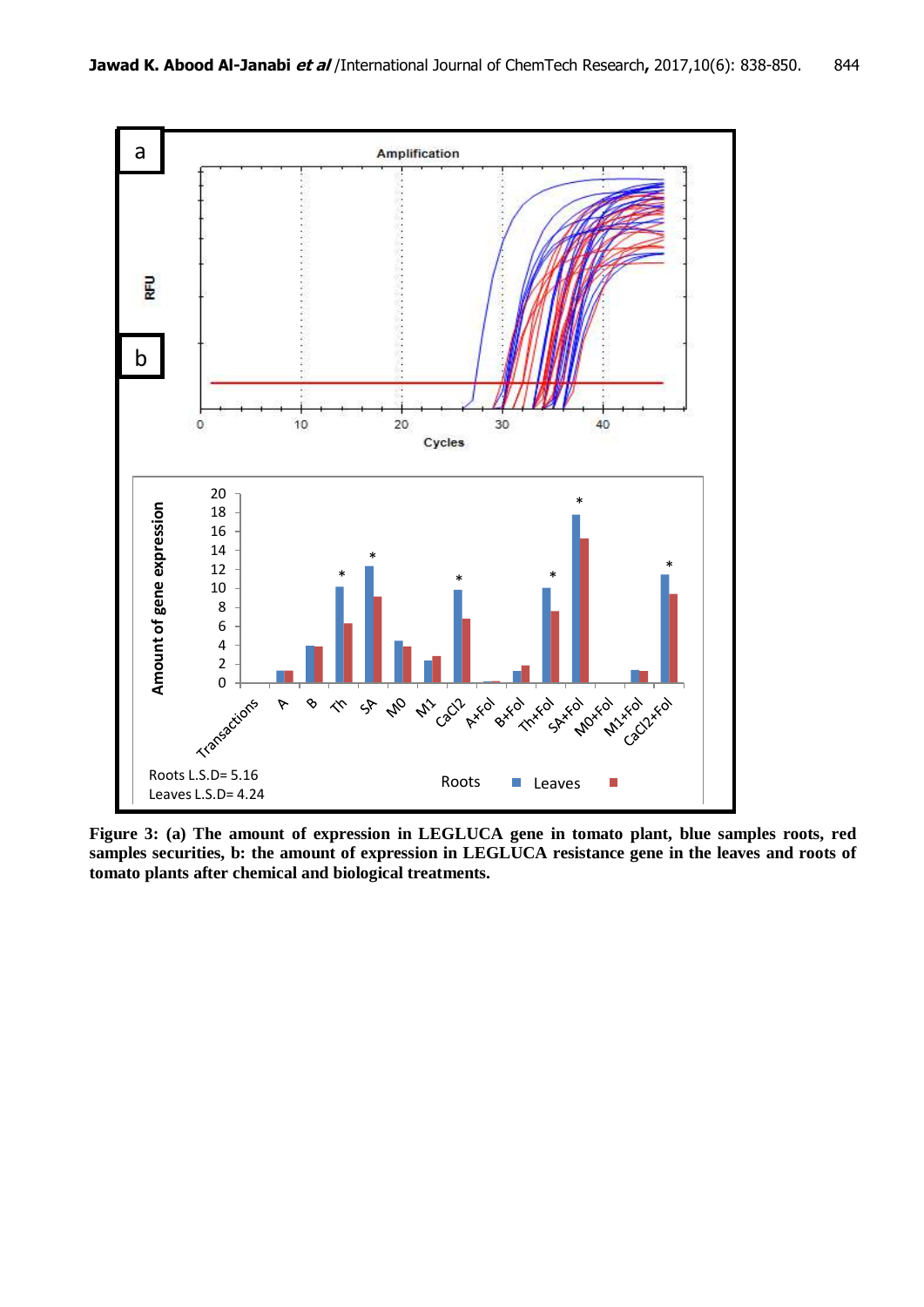**Figure 3: (a) The amount of expression in LEGLUCA gene in tomato plant, blue samples roots, red samples securities, b: the amount of expression in LEGLUCA resistance gene in the leaves and roots of tomato plants after chemical and biological treatments.**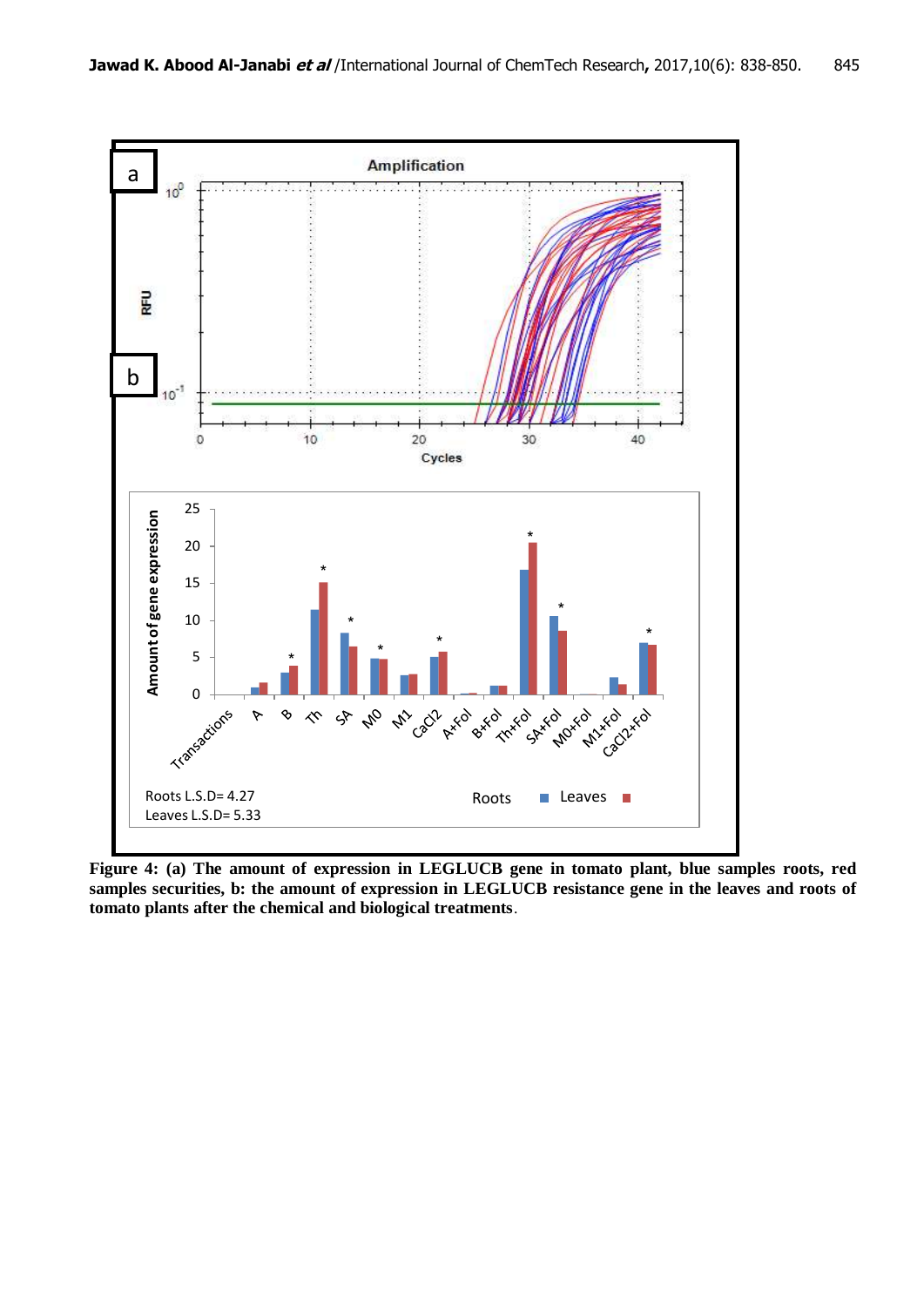**Figure 4: (a) The amount of expression in LEGLUCB gene in tomato plant, blue samples roots, red samples securities, b: the amount of expression in LEGLUCB resistance gene in the leaves and roots of tomato plants after the chemical and biological treatments**.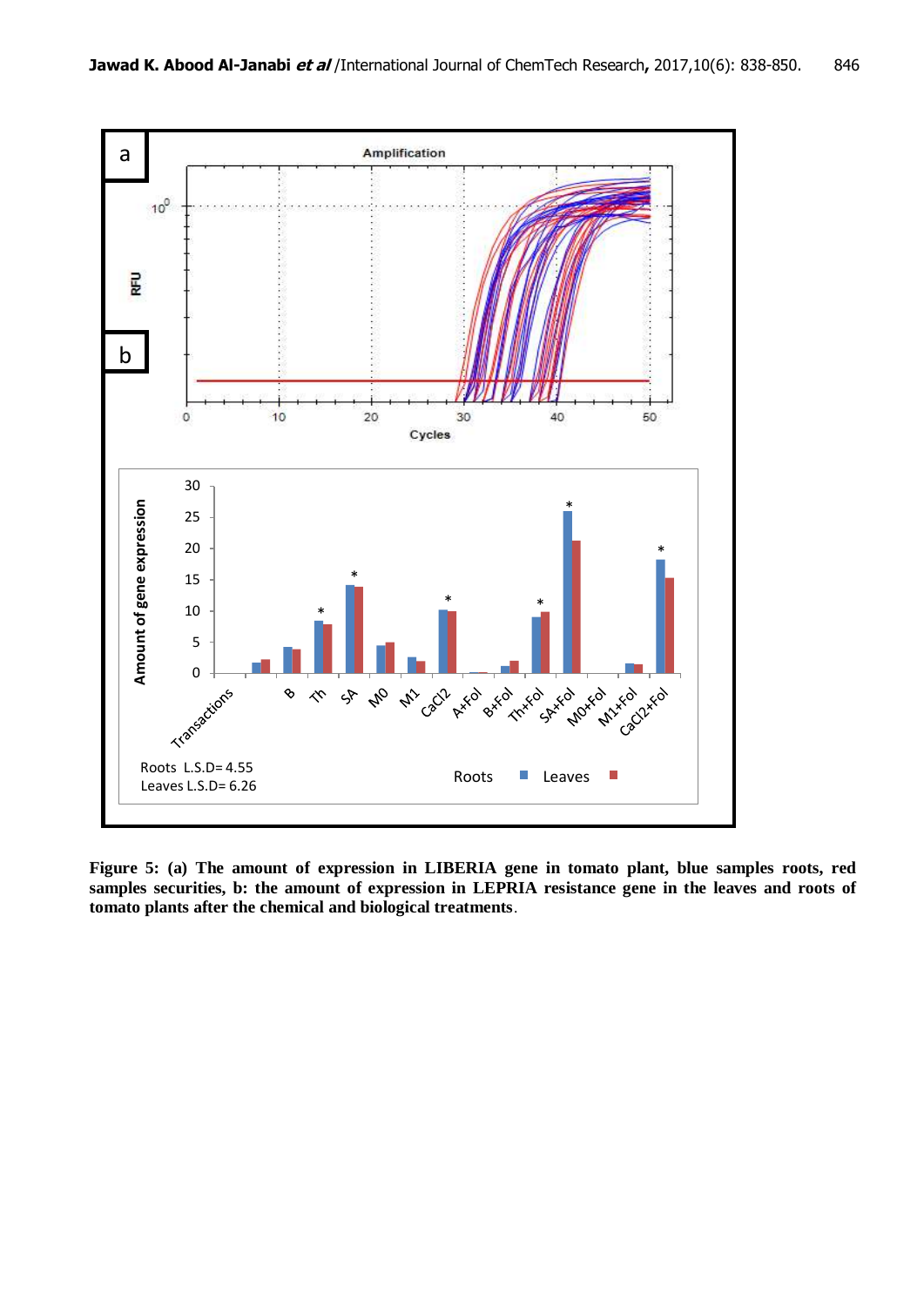**Figure 5: (a) The amount of expression in LIBERIA gene in tomato plant, blue samples roots, red samples securities, b: the amount of expression in LEPRIA resistance gene in the leaves and roots of tomato plants after the chemical and biological treatments**.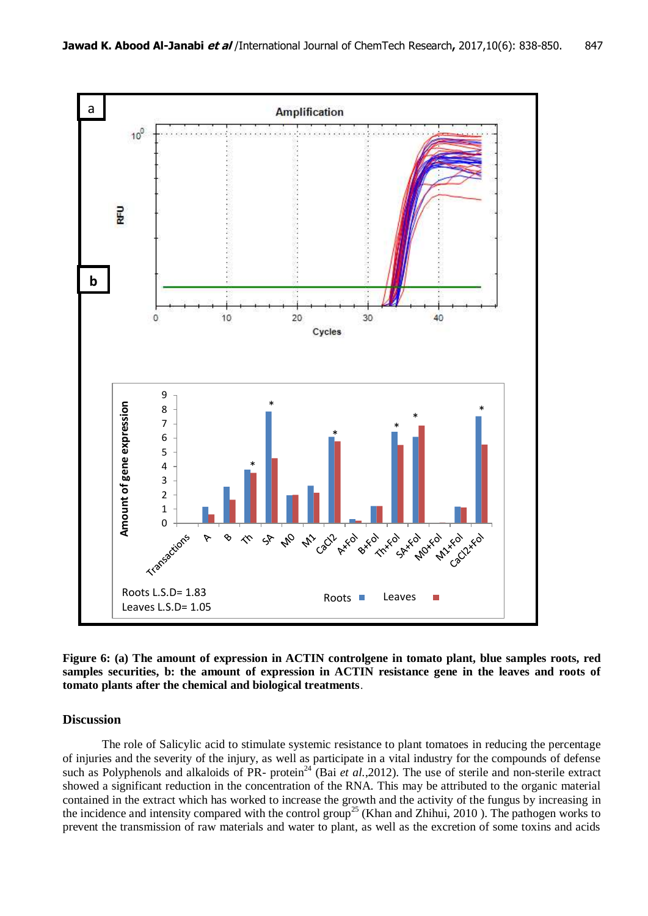**Figure 6: (a) The amount of expression in ACTIN controlgene in tomato plant, blue samples roots, red samples securities, b: the amount of expression in ACTIN resistance gene in the leaves and roots of tomato plants after the chemical and biological treatments**.

## Discussion

The role of Salicylic acid to stimulate systemic resistance to plant tomatoes in reducing the percentage of injuries and the severity of the injury, as well as participate in a vital industry for the compounds of defense such as Polyphenols and alkaloids of PR- protein[24] (Bai *et al.*,2012). The use of sterile and non-sterile extract showed a significant reduction in the concentration of the RNA. This may be attributed to the organic material contained in the extract which has worked to increase the growth and the activity of the fungus by increasing in the incidence and intensity compared with the control group[25] (Khan and Zhihui, 2010 ). The pathogen works to prevent the transmission of raw materials and water to plant, as well as the excretion of some toxins and acids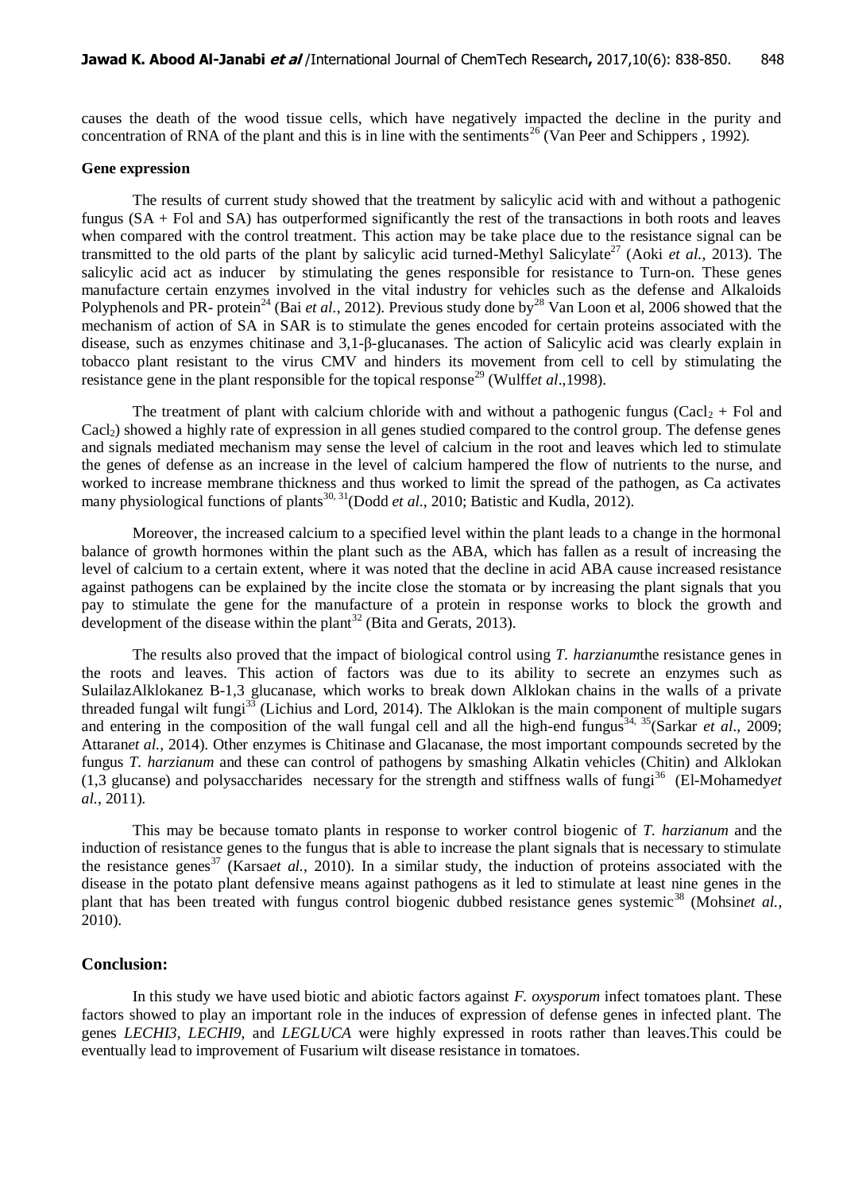causes the death of the wood tissue cells, which have negatively impacted the decline in the purity and concentration of RNA of the plant and this is in line with the sentiments[26] (Van Peer and Schippers , 1992).

**Gene expression**

The results of current study showed that the treatment by salicylic acid with and without a pathogenic fungus (SA + Fol and SA) has outperformed significantly the rest of the transactions in both roots and leaves when compared with the control treatment. This action may be take place due to the resistance signal can be transmitted to the old parts of the plant by salicylic acid turned-Methyl Salicylate[27] (Aoki *et al.*, 2013). The salicylic acid act as inducer by stimulating the genes responsible for resistance to Turn-on. These genes manufacture certain enzymes involved in the vital industry for vehicles such as the defense and Alkaloids Polyphenols and PR- protein[24] (Bai *et al.*, 2012). Previous study done by[28] Van Loon et al, 2006 showed that the mechanism of action of SA in SAR is to stimulate the genes encoded for certain proteins associated with the disease, such as enzymes chitinase and 3,1-β-glucanases. The action of Salicylic acid was clearly explain in tobacco plant resistant to the virus CMV and hinders its movement from cell to cell by stimulating the resistance gene in the plant responsible for the topical response[29] (Wulff*et al*.,1998).

The treatment of plant with calcium chloride with and without a pathogenic fungus ($Cacl_2$ + Fol and $Cacl_2$) showed a highly rate of expression in all genes studied compared to the control group. The defense genes and signals mediated mechanism may sense the level of calcium in the root and leaves which led to stimulate the genes of defense as an increase in the level of calcium hampered the flow of nutrients to the nurse, and worked to increase membrane thickness and thus worked to limit the spread of the pathogen, as Ca activates many physiological functions of plants[30, 31](Dodd *et al*., 2010; Batistic and Kudla, 2012).

Moreover, the increased calcium to a specified level within the plant leads to a change in the hormonal balance of growth hormones within the plant such as the ABA, which has fallen as a result of increasing the level of calcium to a certain extent, where it was noted that the decline in acid ABA cause increased resistance against pathogens can be explained by the incite close the stomata or by increasing the plant signals that you pay to stimulate the gene for the manufacture of a protein in response works to block the growth and development of the disease within the plant[32] (Bita and Gerats, 2013).

The results also proved that the impact of biological control using *T. harzianum*the resistance genes in the roots and leaves. This action of factors was due to its ability to secrete an enzymes such as SulailazAlklokanez B-1,3 glucanase, which works to break down Alklokan chains in the walls of a private threaded fungal wilt fungi[33] (Lichius and Lord, 2014). The Alklokan is the main component of multiple sugars and entering in the composition of the wall fungal cell and all the high-end fungus[34, 35](Sarkar *et al*., 2009; Attaran*et al.*, 2014). Other enzymes is Chitinase and Glacanase, the most important compounds secreted by the fungus *T. harzianum* and these can control of pathogens by smashing Alkatin vehicles (Chitin) and Alklokan (1,3 glucanse) and polysaccharides necessary for the strength and stiffness walls of fungi[36] (El-Mohamedy*et al.*, 2011).

This may be because tomato plants in response to worker control biogenic of *T. harzianum* and the induction of resistance genes to the fungus that is able to increase the plant signals that is necessary to stimulate the resistance genes[37] (Karsa*et al.*, 2010). In a similar study, the induction of proteins associated with the disease in the potato plant defensive means against pathogens as it led to stimulate at least nine genes in the plant that has been treated with fungus control biogenic dubbed resistance genes systemic[38] (Mohsin*et al.*, 2010).

## Conclusion:

In this study we have used biotic and abiotic factors against *F. oxysporum* infect tomatoes plant. These factors showed to play an important role in the induces of expression of defense genes in infected plant. The genes *LECHI3*, *LECHI9*, and *LEGLUCA* were highly expressed in roots rather than leaves.This could be eventually lead to improvement of Fusarium wilt disease resistance in tomatoes.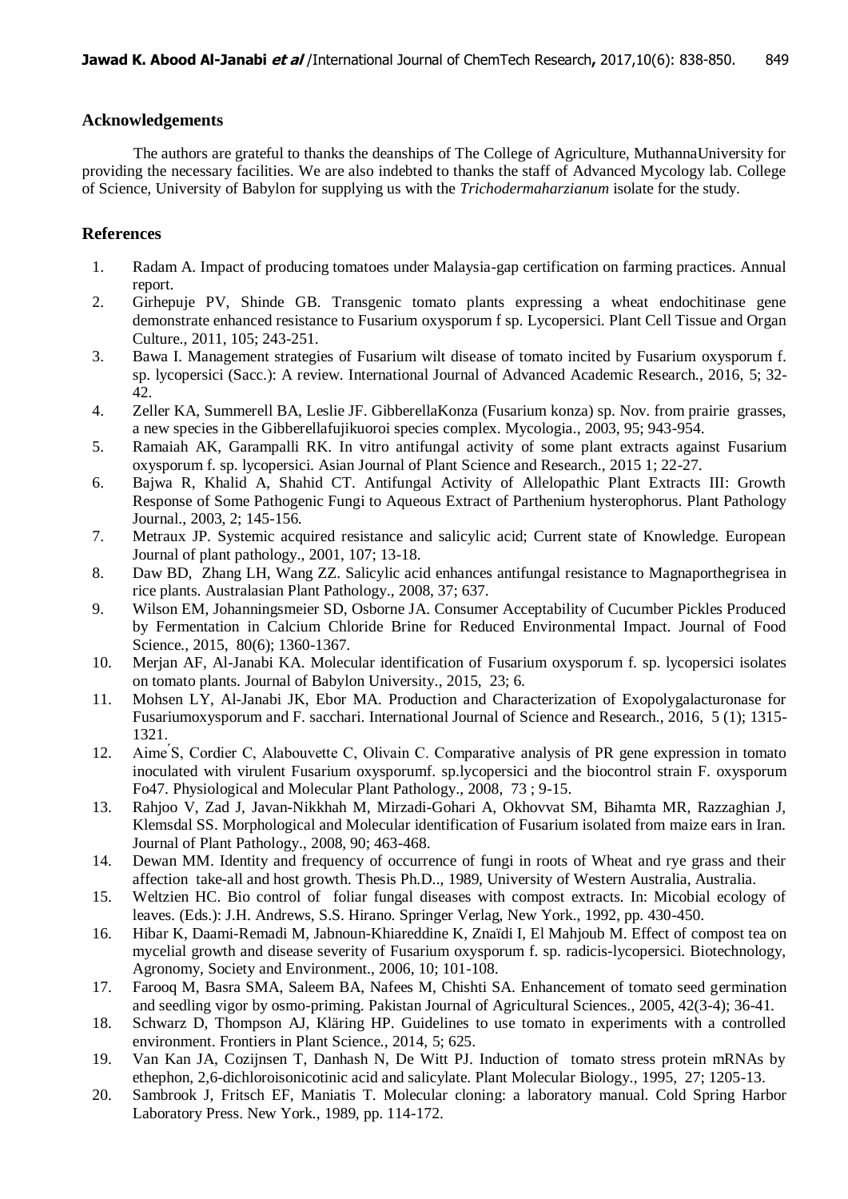## Acknowledgements

The authors are grateful to thanks the deanships of The College of Agriculture, MuthannaUniversity for providing the necessary facilities. We are also indebted to thanks the staff of Advanced Mycology lab. College of Science, University of Babylon for supplying us with the *Trichodermaharzianum* isolate for the study.

## References

1. Radam A. Impact of producing tomatoes under Malaysia-gap certification on farming practices. Annual report.
2. Girhepuje PV, Shinde GB. Transgenic tomato plants expressing a wheat endochitinase gene demonstrate enhanced resistance to Fusarium oxysporum f sp. Lycopersici. Plant Cell Tissue and Organ Culture., 2011, 105; 243-251.
3. Bawa I. Management strategies of Fusarium wilt disease of tomato incited by Fusarium oxysporum f. sp. lycopersici (Sacc.): A review. International Journal of Advanced Academic Research., 2016, 5; 32-42.
4. Zeller KA, Summerell BA, Leslie JF. GibberellaKonza (Fusarium konza) sp. Nov. from prairie grasses, a new species in the Gibberellafujikuroi species complex. Mycologia., 2003, 95; 943-954.
5. Ramaiah AK, Garampalli RK. In vitro antifungal activity of some plant extracts against Fusarium oxysporum f. sp. lycopersici. Asian Journal of Plant Science and Research., 2015 1; 22-27.
6. Bajwa R, Khalid A, Shahid CT. Antifungal Activity of Allelopathic Plant Extracts III: Growth Response of Some Pathogenic Fungi to Aqueous Extract of Parthenium hysterophorus. Plant Pathology Journal., 2003, 2; 145-156.
7. Metraux JP. Systemic acquired resistance and salicylic acid; Current state of Knowledge. European Journal of plant pathology., 2001, 107; 13-18.
8. Daw BD, Zhang LH, Wang ZZ. Salicylic acid enhances antifungal resistance to Magnaporthegrisea in rice plants. Australasian Plant Pathology., 2008, 37; 637.
9. Wilson EM, Johanningsmeier SD, Osborne JA. Consumer Acceptability of Cucumber Pickles Produced by Fermentation in Calcium Chloride Brine for Reduced Environmental Impact. Journal of Food Science., 2015, 80(6); 1360-1367.
10. Merjan AF, Al-Janabi KA. Molecular identification of Fusarium oxysporum f. sp. lycopersici isolates on tomato plants. Journal of Babylon University., 2015, 23; 6.
11. Mohsen LY, Al-Janabi JK, Ebor MA. Production and Characterization of Exopolygalacturonase for Fusariumoxysporum and F. sacchari. International Journal of Science and Research., 2016, 5 (1); 1315-1321.
12. Aimé S, Cordier C, Alabouvette C, Olivain C. Comparative analysis of PR gene expression in tomato inoculated with virulent Fusarium oxysporumf. sp.lycopersici and the biocontrol strain F. oxysporum Fo47. Physiological and Molecular Plant Pathology., 2008, 73 ; 9-15.
13. Rahjoo V, Zad J, Javan-Nikkhah M, Mirzadi-Gohari A, Okhovvat SM, Bihamta MR, Razzaghian J, Klemsdal SS. Morphological and Molecular identification of Fusarium isolated from maize ears in Iran. Journal of Plant Pathology., 2008, 90; 463-468.
14. Dewan MM. Identity and frequency of occurrence of fungi in roots of Wheat and rye grass and their affection take-all and host growth. Thesis Ph.D.., 1989, University of Western Australia, Australia.
15. Weltzien HC. Bio control of foliar fungal diseases with compost extracts. In: Micobial ecology of leaves. (Eds.): J.H. Andrews, S.S. Hirano. Springer Verlag, New York., 1992, pp. 430-450.
16. Hibar K, Daami-Remadi M, Jabnoun-Khiareddine K, Znaïdi I, El Mahjoub M. Effect of compost tea on mycelial growth and disease severity of Fusarium oxysporum f. sp. radicis-lycopersici. Biotechnology, Agronomy, Society and Environment., 2006, 10; 101-108.
17. Farooq M, Basra SMA, Saleem BA, Nafees M, Chishti SA. Enhancement of tomato seed germination and seedling vigor by osmo-priming. Pakistan Journal of Agricultural Sciences., 2005, 42(3-4); 36-41.
18. Schwarz D, Thompson AJ, Kläring HP. Guidelines to use tomato in experiments with a controlled environment. Frontiers in Plant Science., 2014, 5; 625.
19. Van Kan JA, Cozijnsen T, Danhash N, De Witt PJ. Induction of tomato stress protein mRNAs by ethephon, 2,6-dichloroisonicotinic acid and salicylate. Plant Molecular Biology., 1995, 27; 1205-13.
20. Sambrook J, Fritsch EF, Maniatis T. Molecular cloning: a laboratory manual. Cold Spring Harbor Laboratory Press. New York., 1989, pp. 114-172.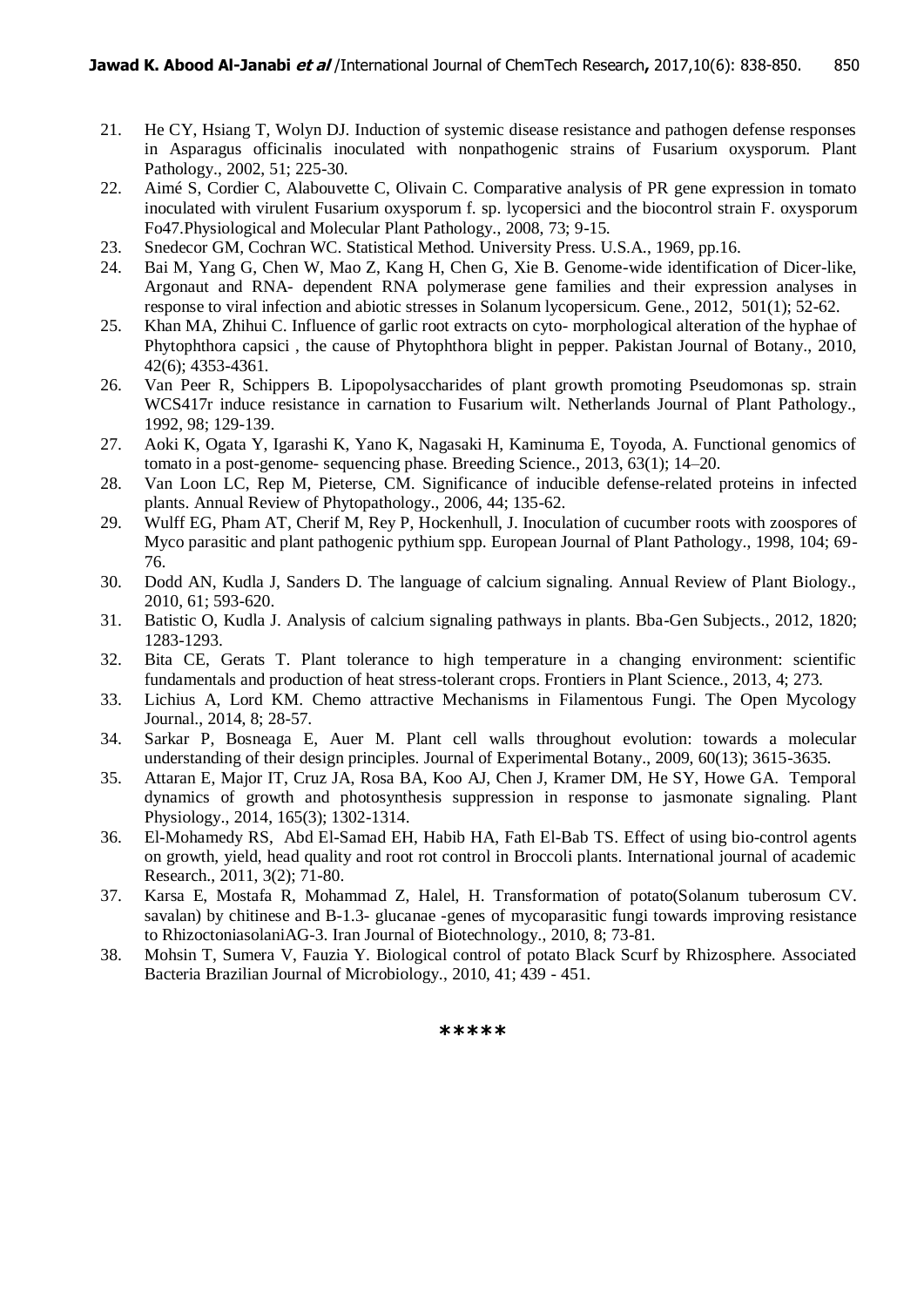21. He CY, Hsiang T, Wolyn DJ. Induction of systemic disease resistance and pathogen defense responses in Asparagus officinalis inoculated with nonpathogenic strains of Fusarium oxysporum. Plant Pathology., 2002, 51; 225-30.
22. Aimé S, Cordier C, Alabouvette C, Olivain C. Comparative analysis of PR gene expression in tomato inoculated with virulent Fusarium oxysporum f. sp. lycopersici and the biocontrol strain F. oxysporum Fo47.Physiological and Molecular Plant Pathology., 2008, 73; 9-15.
23. Snedecor GM, Cochran WC. Statistical Method. University Press. U.S.A., 1969, pp.16.
24. Bai M, Yang G, Chen W, Mao Z, Kang H, Chen G, Xie B. Genome-wide identification of Dicer-like, Argonaut and RNA- dependent RNA polymerase gene families and their expression analyses in response to viral infection and abiotic stresses in Solanum lycopersicum. Gene., 2012, 501(1); 52-62.
25. Khan MA, Zhihui C. Influence of garlic root extracts on cyto- morphological alteration of the hyphae of Phytophthora capsici , the cause of Phytophthora blight in pepper. Pakistan Journal of Botany., 2010, 42(6); 4353-4361.
26. Van Peer R, Schippers B. Lipopolysaccharides of plant growth promoting Pseudomonas sp. strain WCS417r induce resistance in carnation to Fusarium wilt. Netherlands Journal of Plant Pathology., 1992, 98; 129-139.
27. Aoki K, Ogata Y, Igarashi K, Yano K, Nagasaki H, Kaminuma E, Toyoda, A. Functional genomics of tomato in a post-genome- sequencing phase. Breeding Science., 2013, 63(1); 14–20.
28. Van Loon LC, Rep M, Pieterse, CM. Significance of inducible defense-related proteins in infected plants. Annual Review of Phytopathology., 2006, 44; 135-62.
29. Wulff EG, Pham AT, Cherif M, Rey P, Hockenhull, J. Inoculation of cucumber roots with zoospores of Myco parasitic and plant pathogenic pythium spp. European Journal of Plant Pathology., 1998, 104; 69-76.
30. Dodd AN, Kudla J, Sanders D. The language of calcium signaling. Annual Review of Plant Biology., 2010, 61; 593-620.
31. Batistic O, Kudla J. Analysis of calcium signaling pathways in plants. Bba-Gen Subjects., 2012, 1820; 1283-1293.
32. Bita CE, Gerats T. Plant tolerance to high temperature in a changing environment: scientific fundamentals and production of heat stress-tolerant crops. Frontiers in Plant Science., 2013, 4; 273.
33. Lichius A, Lord KM. Chemo attractive Mechanisms in Filamentous Fungi. The Open Mycology Journal., 2014, 8; 28-57.
34. Sarkar P, Bosneaga E, Auer M. Plant cell walls throughout evolution: towards a molecular understanding of their design principles. Journal of Experimental Botany., 2009, 60(13); 3615-3635.
35. Attaran E, Major IT, Cruz JA, Rosa BA, Koo AJ, Chen J, Kramer DM, He SY, Howe GA. Temporal dynamics of growth and photosynthesis suppression in response to jasmonate signaling. Plant Physiology., 2014, 165(3); 1302-1314.
36. El-Mohamedy RS, Abd El-Samad EH, Habib HA, Fath El-Bab TS. Effect of using bio-control agents on growth, yield, head quality and root rot control in Broccoli plants. International journal of academic Research., 2011, 3(2); 71-80.
37. Karsa E, Mostafa R, Mohammad Z, Halel, H. Transformation of potato(Solanum tuberosum CV. savalan) by chitinese and B-1.3- glucanae -genes of mycoparasitic fungi towards improving resistance to RhizoctoniasolaniAG-3. Iran Journal of Biotechnology., 2010, 8; 73-81.
38. Mohsin T, Sumera V, Fauzia Y. Biological control of potato Black Scurf by Rhizosphere. Associated Bacteria Brazilian Journal of Microbiology., 2010, 41; 439 - 451.

*****